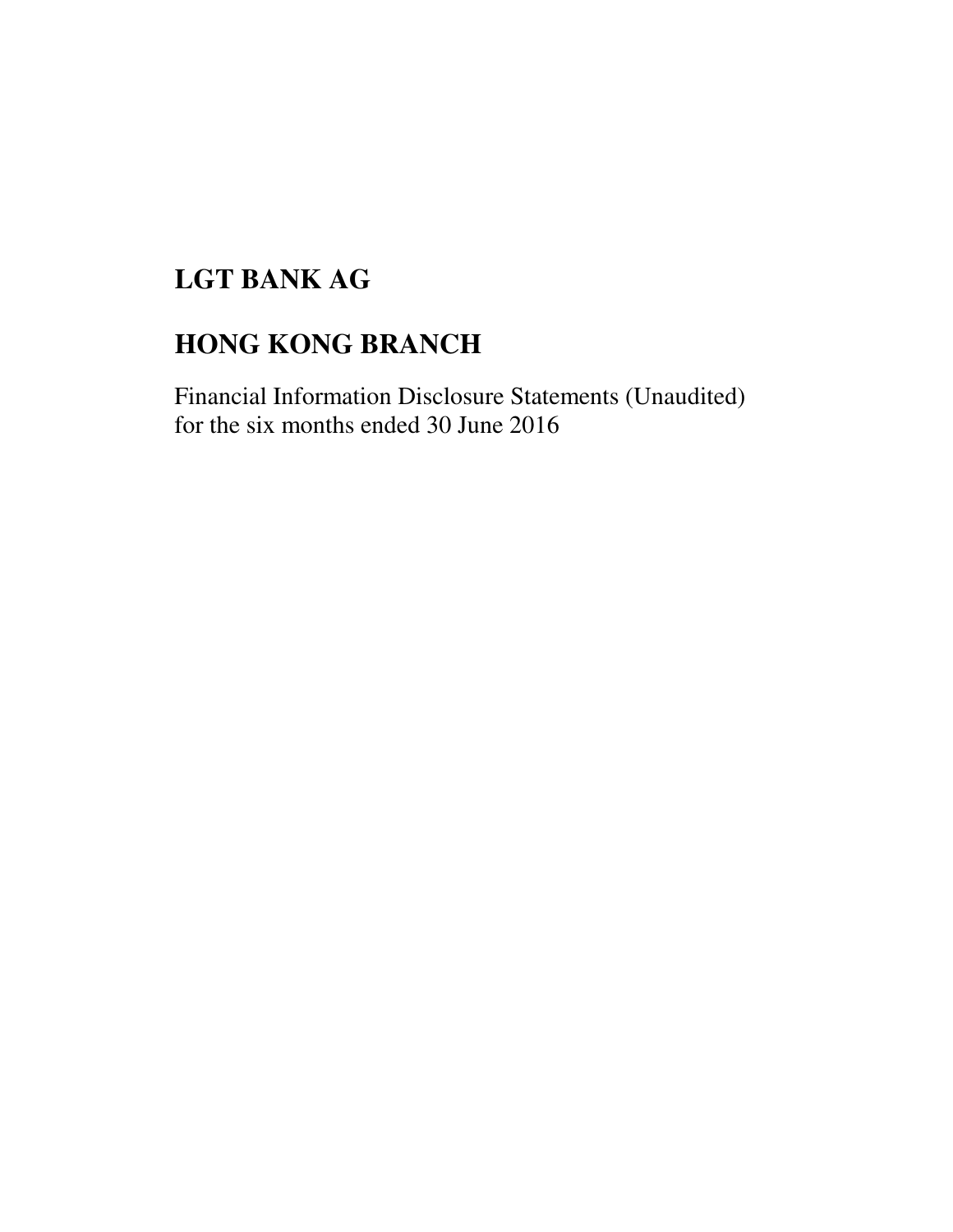# LGT BANK AG

# HONG KONG BRANCH

Financial Information Disclosure Statements (Unaudited)
for the six months ended 30 June 2016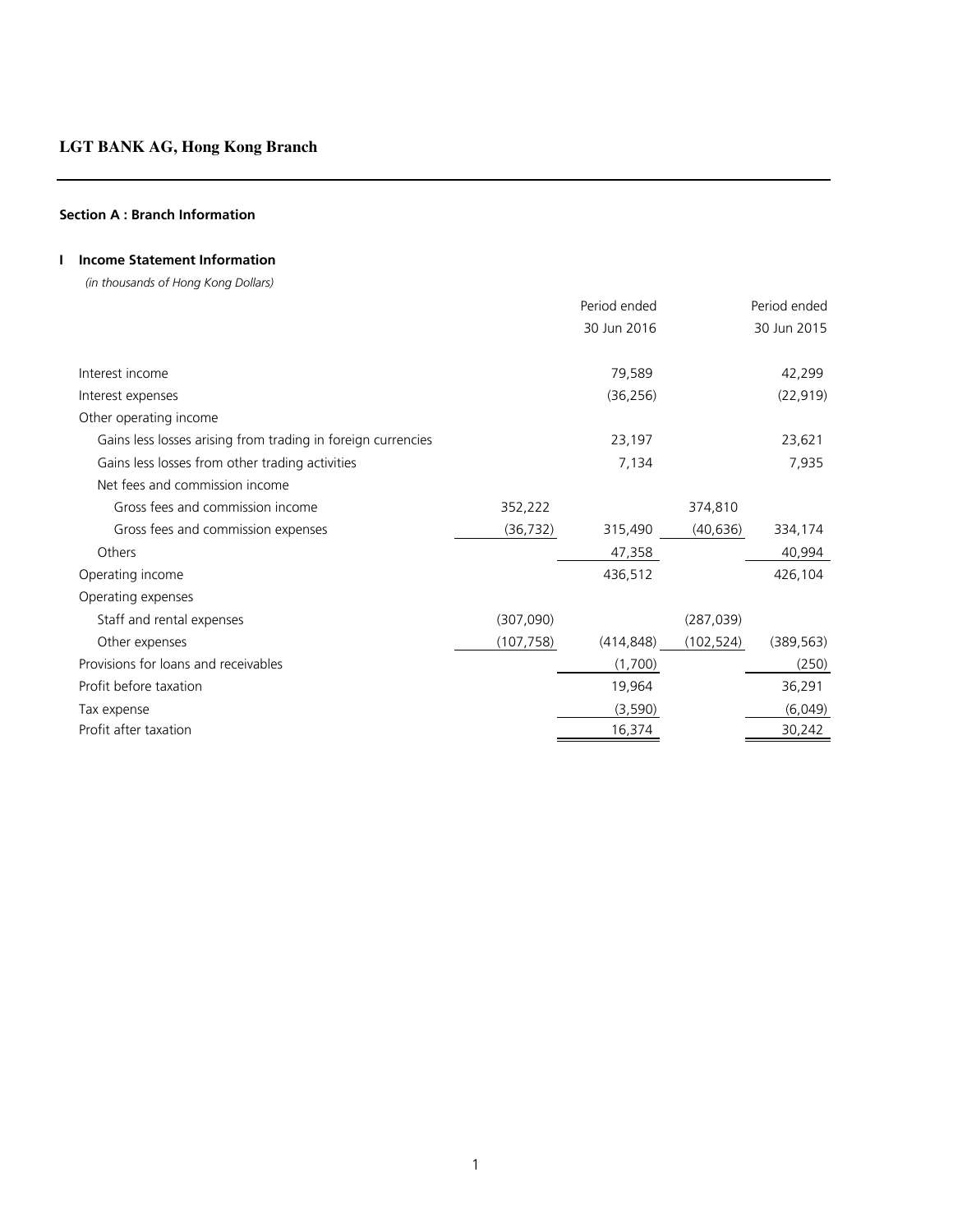# LGT BANK AG, Hong Kong Branch

## Section A : Branch Information

### I Income Statement Information

*(in thousands of Hong Kong Dollars)*

| | | Period ended 30 Jun 2016 | | Period ended 30 Jun 2015 |
|---|---|---|---|---|
| Interest income | | 79,589 | | 42,299 |
| Interest expenses | | (36,256) | | (22,919) |
| Other operating income | | | | |
| Gains less losses arising from trading in foreign currencies | | 23,197 | | 23,621 |
| Gains less losses from other trading activities | | 7,134 | | 7,935 |
| Net fees and commission income | | | | |
| Gross fees and commission income | 352,222 | | 374,810 | |
| Gross fees and commission expenses | (36,732) | 315,490 | (40,636) | 334,174 |
| Others | | 47,358 | | 40,994 |
| Operating income | | 436,512 | | 426,104 |
| Operating expenses | | | | |
| Staff and rental expenses | (307,090) | | (287,039) | |
| Other expenses | (107,758) | (414,848) | (102,524) | (389,563) |
| Provisions for loans and receivables | | (1,700) | | (250) |
| Profit before taxation | | 19,964 | | 36,291 |
| Tax expense | | (3,590) | | (6,049) |
| Profit after taxation | | 16,374 | | 30,242 |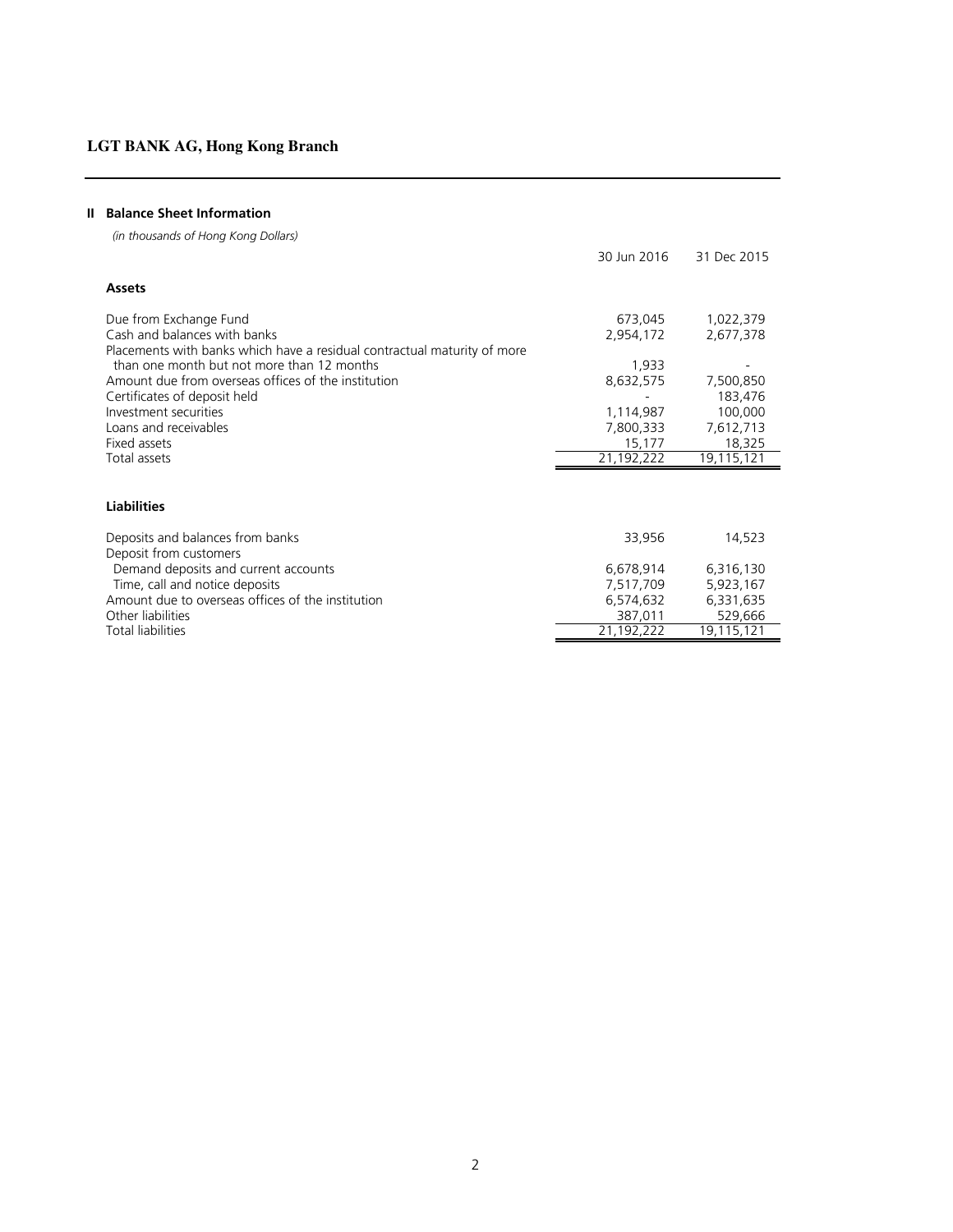**LGT BANK AG, Hong Kong Branch**

## II Balance Sheet Information

*(in thousands of Hong Kong Dollars)*

| | 30 Jun 2016 | 31 Dec 2015 |
|---|---|---|
| **Assets** | | |
| Due from Exchange Fund | 673,045 | 1,022,379 |
| Cash and balances with banks | 2,954,172 | 2,677,378 |
| Placements with banks which have a residual contractual maturity of more than one month but not more than 12 months | 1,933 | - |
| Amount due from overseas offices of the institution | 8,632,575 | 7,500,850 |
| Certificates of deposit held | - | 183,476 |
| Investment securities | 1,114,987 | 100,000 |
| Loans and receivables | 7,800,333 | 7,612,713 |
| Fixed assets | 15,177 | 18,325 |
| Total assets | 21,192,222 | 19,115,121 |
| **Liabilities** | | |
| Deposits and balances from banks | 33,956 | 14,523 |
| Deposit from customers | | |
| Demand deposits and current accounts | 6,678,914 | 6,316,130 |
| Time, call and notice deposits | 7,517,709 | 5,923,167 |
| Amount due to overseas offices of the institution | 6,574,632 | 6,331,635 |
| Other liabilities | 387,011 | 529,666 |
| Total liabilities | 21,192,222 | 19,115,121 |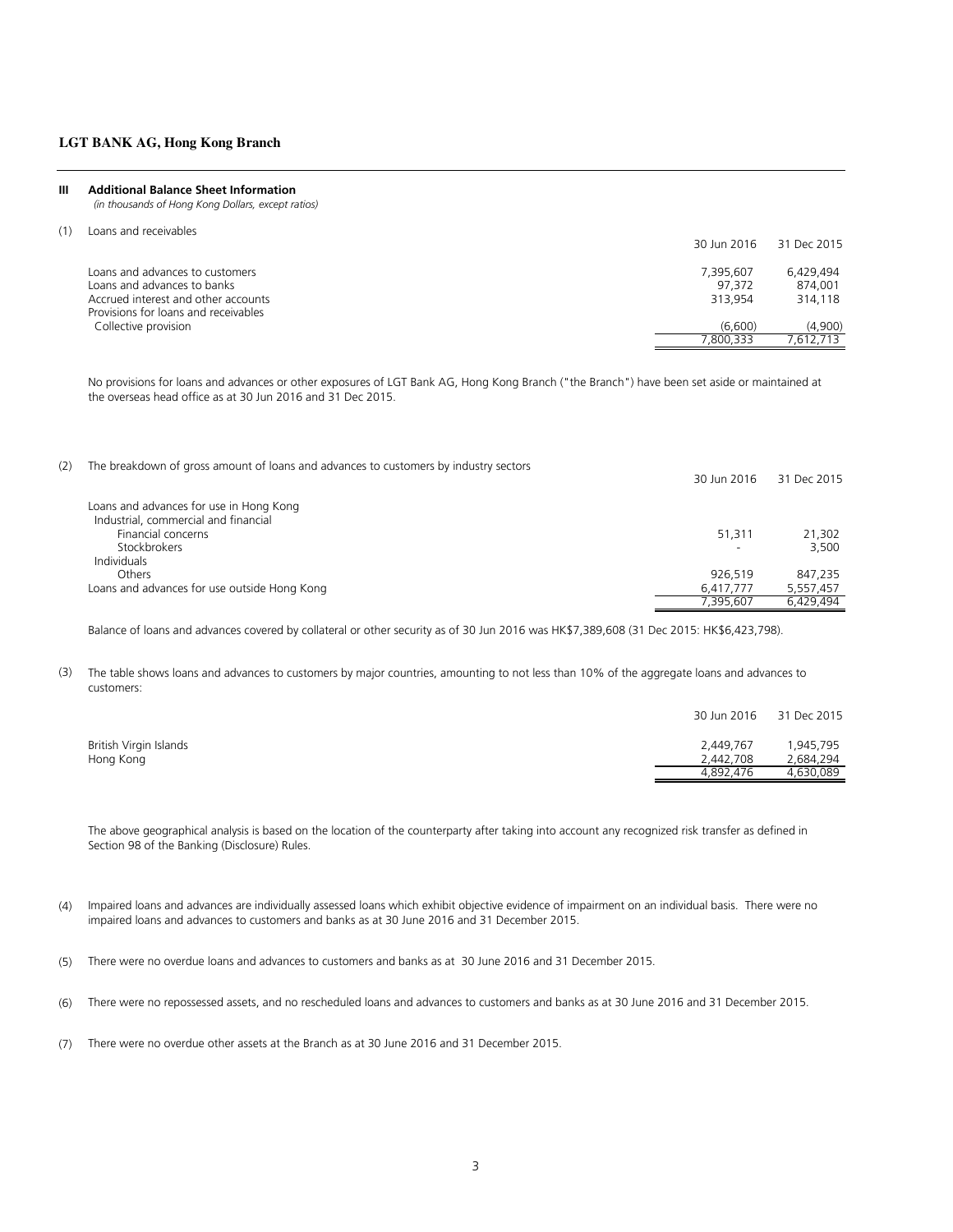**LGT BANK AG, Hong Kong Branch**

## III Additional Balance Sheet Information

*(in thousands of Hong Kong Dollars, except ratios)*

(1) Loans and receivables

| | 30 Jun 2016 | 31 Dec 2015 |
|---|---|---|
| Loans and advances to customers | 7,395,607 | 6,429,494 |
| Loans and advances to banks | 97,372 | 874,001 |
| Accrued interest and other accounts | 313,954 | 314,118 |
| Provisions for loans and receivables | | |
| Collective provision | (6,600) | (4,900) |
| | 7,800,333 | 7,612,713 |

No provisions for loans and advances or other exposures of LGT Bank AG, Hong Kong Branch ("the Branch") have been set aside or maintained at the overseas head office as at 30 Jun 2016 and 31 Dec 2015.

(2) The breakdown of gross amount of loans and advances to customers by industry sectors

| | 30 Jun 2016 | 31 Dec 2015 |
|---|---|---|
| Loans and advances for use in Hong Kong | | |
| Industrial, commercial and financial | | |
| Financial concerns | 51,311 | 21,302 |
| Stockbrokers | - | 3,500 |
| Individuals | | |
| Others | 926,519 | 847,235 |
| Loans and advances for use outside Hong Kong | 6,417,777 | 5,557,457 |
| | 7,395,607 | 6,429,494 |

Balance of loans and advances covered by collateral or other security as of 30 Jun 2016 was HK$7,389,608 (31 Dec 2015: HK$6,423,798).

(3) The table shows loans and advances to customers by major countries, amounting to not less than 10% of the aggregate loans and advances to customers:

| | 30 Jun 2016 | 31 Dec 2015 |
|---|---|---|
| British Virgin Islands | 2,449,767 | 1,945,795 |
| Hong Kong | 2,442,708 | 2,684,294 |
| | 4,892,476 | 4,630,089 |

The above geographical analysis is based on the location of the counterparty after taking into account any recognized risk transfer as defined in Section 98 of the Banking (Disclosure) Rules.

(4) Impaired loans and advances are individually assessed loans which exhibit objective evidence of impairment on an individual basis. There were no impaired loans and advances to customers and banks as at 30 June 2016 and 31 December 2015.

(5) There were no overdue loans and advances to customers and banks as at 30 June 2016 and 31 December 2015.

(6) There were no repossessed assets, and no rescheduled loans and advances to customers and banks as at 30 June 2016 and 31 December 2015.

(7) There were no overdue other assets at the Branch as at 30 June 2016 and 31 December 2015.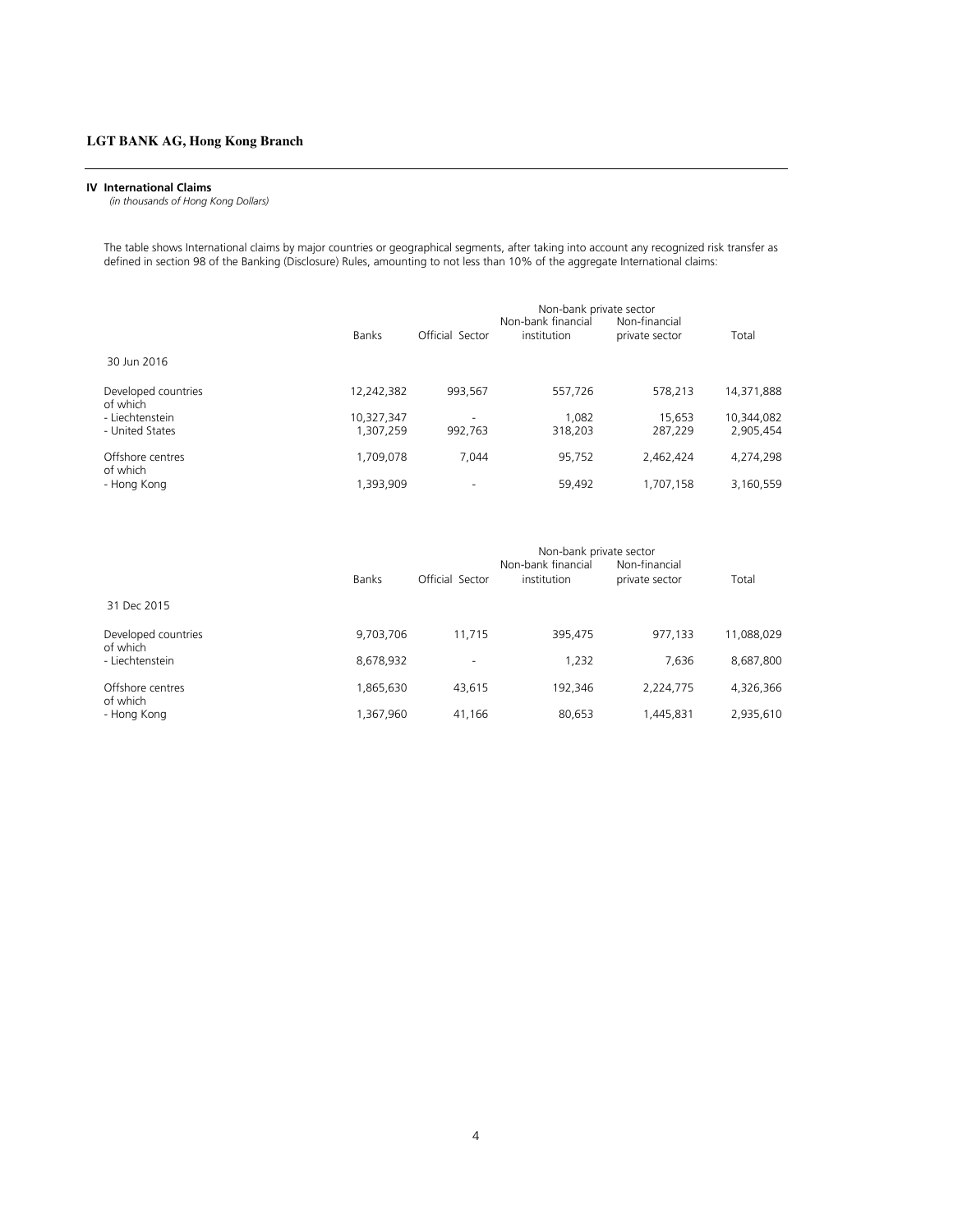## LGT BANK AG, Hong Kong Branch

### IV International Claims

*(in thousands of Hong Kong Dollars)*

The table shows International claims by major countries or geographical segments, after taking into account any recognized risk transfer as defined in section 98 of the Banking (Disclosure) Rules, amounting to not less than 10% of the aggregate International claims:

| | Banks | Official Sector | Non-bank private sector | | Total |
|---|---|---|---|---|---|
| | | | Non-bank financial institution | Non-financial private sector | |
| 30 Jun 2016 | | | | | |
| Developed countries | 12,242,382 | 993,567 | 557,726 | 578,213 | 14,371,888 |
| of which | | | | | |
| - Liechtenstein | 10,327,347 | - | 1,082 | 15,653 | 10,344,082 |
| - United States | 1,307,259 | 992,763 | 318,203 | 287,229 | 2,905,454 |
| Offshore centres | 1,709,078 | 7,044 | 95,752 | 2,462,424 | 4,274,298 |
| of which | | | | | |
| - Hong Kong | 1,393,909 | - | 59,492 | 1,707,158 | 3,160,559 |

| | Banks | Official Sector | Non-bank private sector | | Total |
|---|---|---|---|---|---|
| | | | Non-bank financial institution | Non-financial private sector | |
| 31 Dec 2015 | | | | | |
| Developed countries | 9,703,706 | 11,715 | 395,475 | 977,133 | 11,088,029 |
| of which | | | | | |
| - Liechtenstein | 8,678,932 | - | 1,232 | 7,636 | 8,687,800 |
| Offshore centres | 1,865,630 | 43,615 | 192,346 | 2,224,775 | 4,326,366 |
| of which | | | | | |
| - Hong Kong | 1,367,960 | 41,166 | 80,653 | 1,445,831 | 2,935,610 |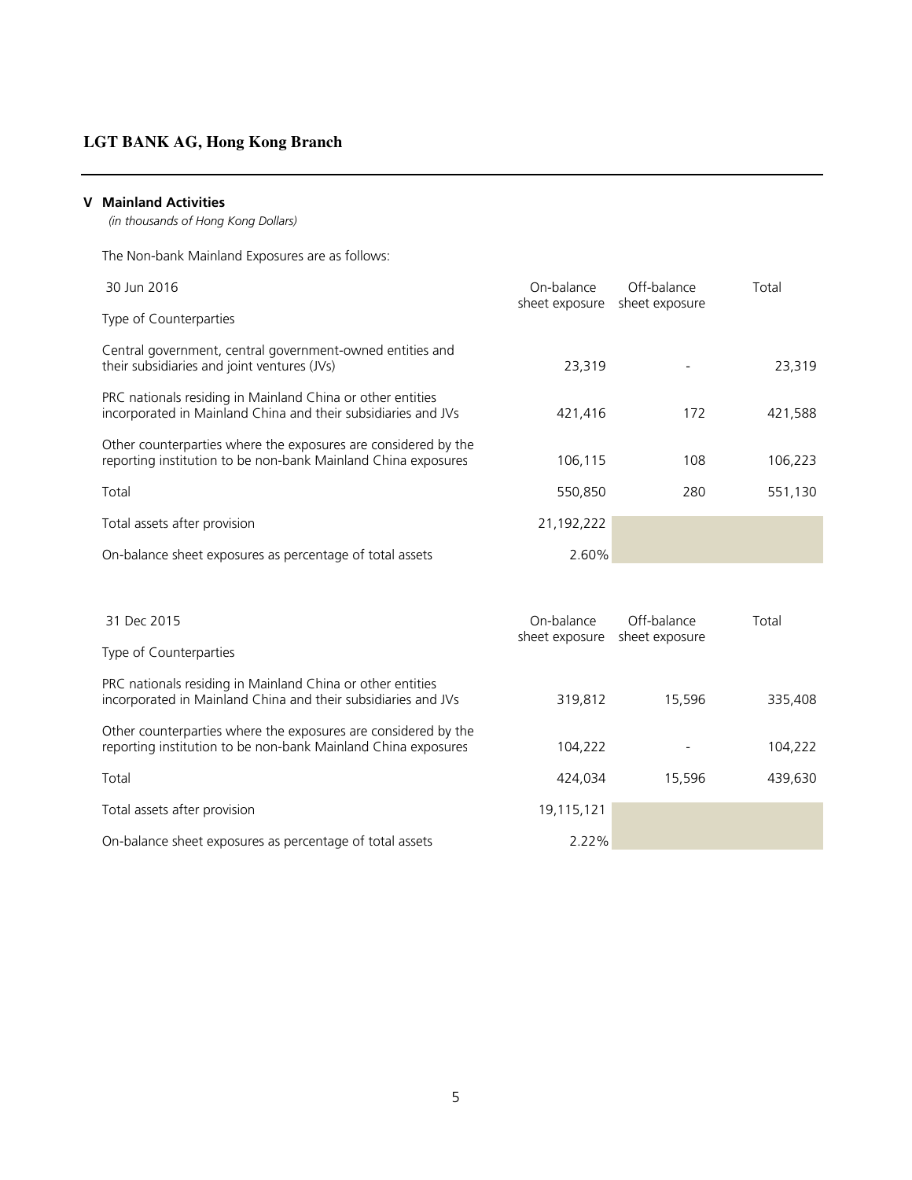**LGT BANK AG, Hong Kong Branch**

## V Mainland Activities

*(in thousands of Hong Kong Dollars)*

The Non-bank Mainland Exposures are as follows:

| 30 Jun 2016<br>Type of Counterparties | On-balance sheet exposure | Off-balance sheet exposure | Total |
|---|---|---|---|
| Central government, central government-owned entities and their subsidiaries and joint ventures (JVs) | 23,319 | - | 23,319 |
| PRC nationals residing in Mainland China or other entities incorporated in Mainland China and their subsidiaries and JVs | 421,416 | 172 | 421,588 |
| Other counterparties where the exposures are considered by the reporting institution to be non-bank Mainland China exposures | 106,115 | 108 | 106,223 |
| Total | 550,850 | 280 | 551,130 |
| Total assets after provision | 21,192,222 | | |
| On-balance sheet exposures as percentage of total assets | 2.60% | | |

| 31 Dec 2015<br>Type of Counterparties | On-balance sheet exposure | Off-balance sheet exposure | Total |
|---|---|---|---|
| PRC nationals residing in Mainland China or other entities incorporated in Mainland China and their subsidiaries and JVs | 319,812 | 15,596 | 335,408 |
| Other counterparties where the exposures are considered by the reporting institution to be non-bank Mainland China exposures | 104,222 | - | 104,222 |
| Total | 424,034 | 15,596 | 439,630 |
| Total assets after provision | 19,115,121 | | |
| On-balance sheet exposures as percentage of total assets | 2.22% | | |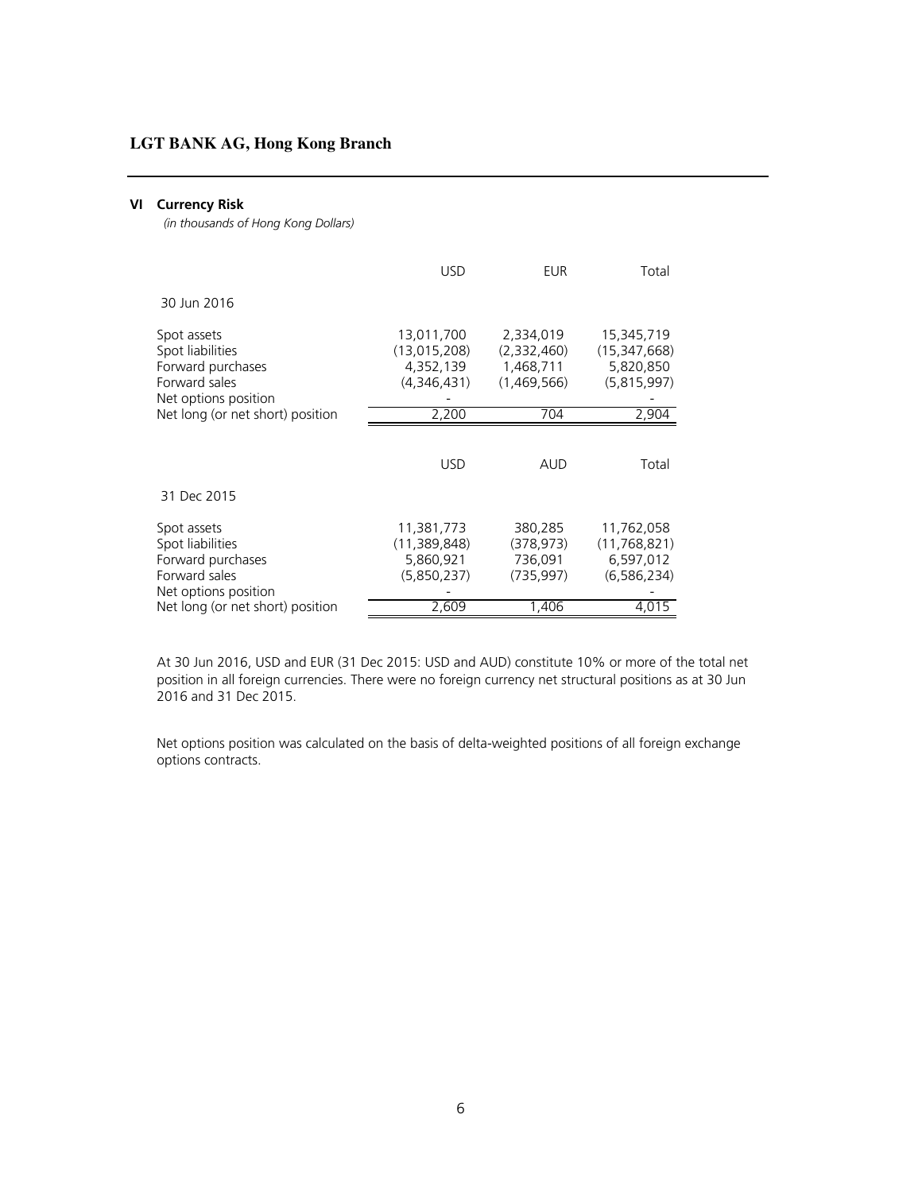## VI Currency Risk

*(in thousands of Hong Kong Dollars)*

| | USD | EUR | Total |
|---|---|---|---|
| 30 Jun 2016 | | | |
| Spot assets | 13,011,700 | 2,334,019 | 15,345,719 |
| Spot liabilities | (13,015,208) | (2,332,460) | (15,347,668) |
| Forward purchases | 4,352,139 | 1,468,711 | 5,820,850 |
| Forward sales | (4,346,431) | (1,469,566) | (5,815,997) |
| Net options position | - | | - |
| Net long (or net short) position | 2,200 | 704 | 2,904 |

| | USD | AUD | Total |
|---|---|---|---|
| 31 Dec 2015 | | | |
| Spot assets | 11,381,773 | 380,285 | 11,762,058 |
| Spot liabilities | (11,389,848) | (378,973) | (11,768,821) |
| Forward purchases | 5,860,921 | 736,091 | 6,597,012 |
| Forward sales | (5,850,237) | (735,997) | (6,586,234) |
| Net options position | - | | - |
| Net long (or net short) position | 2,609 | 1,406 | 4,015 |

At 30 Jun 2016, USD and EUR (31 Dec 2015: USD and AUD) constitute 10% or more of the total net position in all foreign currencies. There were no foreign currency net structural positions as at 30 Jun 2016 and 31 Dec 2015.

Net options position was calculated on the basis of delta-weighted positions of all foreign exchange options contracts.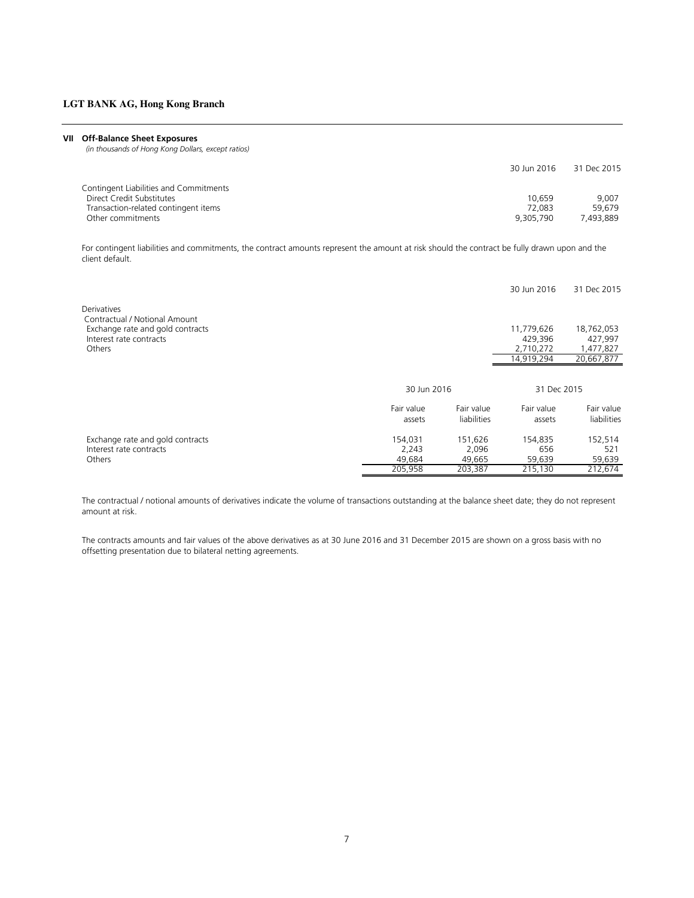**LGT BANK AG, Hong Kong Branch**

## VII Off-Balance Sheet Exposures

*(in thousands of Hong Kong Dollars, except ratios)*

| | 30 Jun 2016 | 31 Dec 2015 |
|---|---|---|
| Contingent Liabilities and Commitments | | |
| Direct Credit Substitutes | 10,659 | 9,007 |
| Transaction-related contingent items | 72,083 | 59,679 |
| Other commitments | 9,305,790 | 7,493,889 |

For contingent liabilities and commitments, the contract amounts represent the amount at risk should the contract be fully drawn upon and the client default.

| | 30 Jun 2016 | 31 Dec 2015 |
|---|---|---|
| Derivatives | | |
| Contractual / Notional Amount | | |
| Exchange rate and gold contracts | 11,779,626 | 18,762,053 |
| Interest rate contracts | 429,396 | 427,997 |
| Others | 2,710,272 | 1,477,827 |
| | 14,919,294 | 20,667,877 |

| | 30 Jun 2016 | | 31 Dec 2015 | |
|---|---|---|---|---|
| | Fair value assets | Fair value liabilities | Fair value assets | Fair value liabilities |
| Exchange rate and gold contracts | 154,031 | 151,626 | 154,835 | 152,514 |
| Interest rate contracts | 2,243 | 2,096 | 656 | 521 |
| Others | 49,684 | 49,665 | 59,639 | 59,639 |
| | 205,958 | 203,387 | 215,130 | 212,674 |

The contractual / notional amounts of derivatives indicate the volume of transactions outstanding at the balance sheet date; they do not represent amount at risk.

The contracts amounts and fair values of the above derivatives as at 30 June 2016 and 31 December 2015 are shown on a gross basis with no offsetting presentation due to bilateral netting agreements.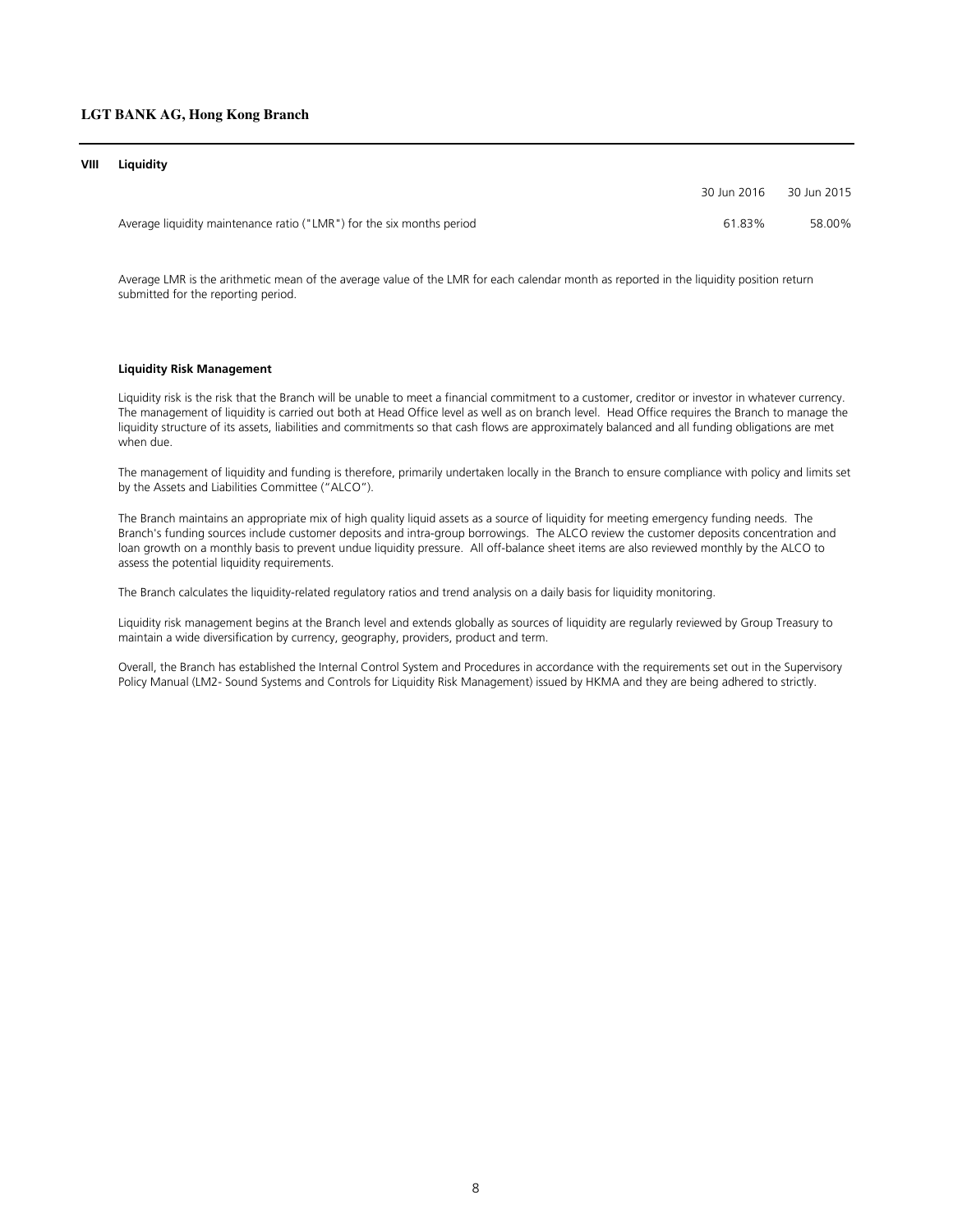## VIII Liquidity

| | 30 Jun 2016 | 30 Jun 2015 |
|---|---|---|
| Average liquidity maintenance ratio ("LMR") for the six months period | 61.83% | 58.00% |

Average LMR is the arithmetic mean of the average value of the LMR for each calendar month as reported in the liquidity position return submitted for the reporting period.

### Liquidity Risk Management

Liquidity risk is the risk that the Branch will be unable to meet a financial commitment to a customer, creditor or investor in whatever currency. The management of liquidity is carried out both at Head Office level as well as on branch level. Head Office requires the Branch to manage the liquidity structure of its assets, liabilities and commitments so that cash flows are approximately balanced and all funding obligations are met when due.

The management of liquidity and funding is therefore, primarily undertaken locally in the Branch to ensure compliance with policy and limits set by the Assets and Liabilities Committee ("ALCO").

The Branch maintains an appropriate mix of high quality liquid assets as a source of liquidity for meeting emergency funding needs. The Branch's funding sources include customer deposits and intra-group borrowings. The ALCO review the customer deposits concentration and loan growth on a monthly basis to prevent undue liquidity pressure. All off-balance sheet items are also reviewed monthly by the ALCO to assess the potential liquidity requirements.

The Branch calculates the liquidity-related regulatory ratios and trend analysis on a daily basis for liquidity monitoring.

Liquidity risk management begins at the Branch level and extends globally as sources of liquidity are regularly reviewed by Group Treasury to maintain a wide diversification by currency, geography, providers, product and term.

Overall, the Branch has established the Internal Control System and Procedures in accordance with the requirements set out in the Supervisory Policy Manual (LM2- Sound Systems and Controls for Liquidity Risk Management) issued by HKMA and they are being adhered to strictly.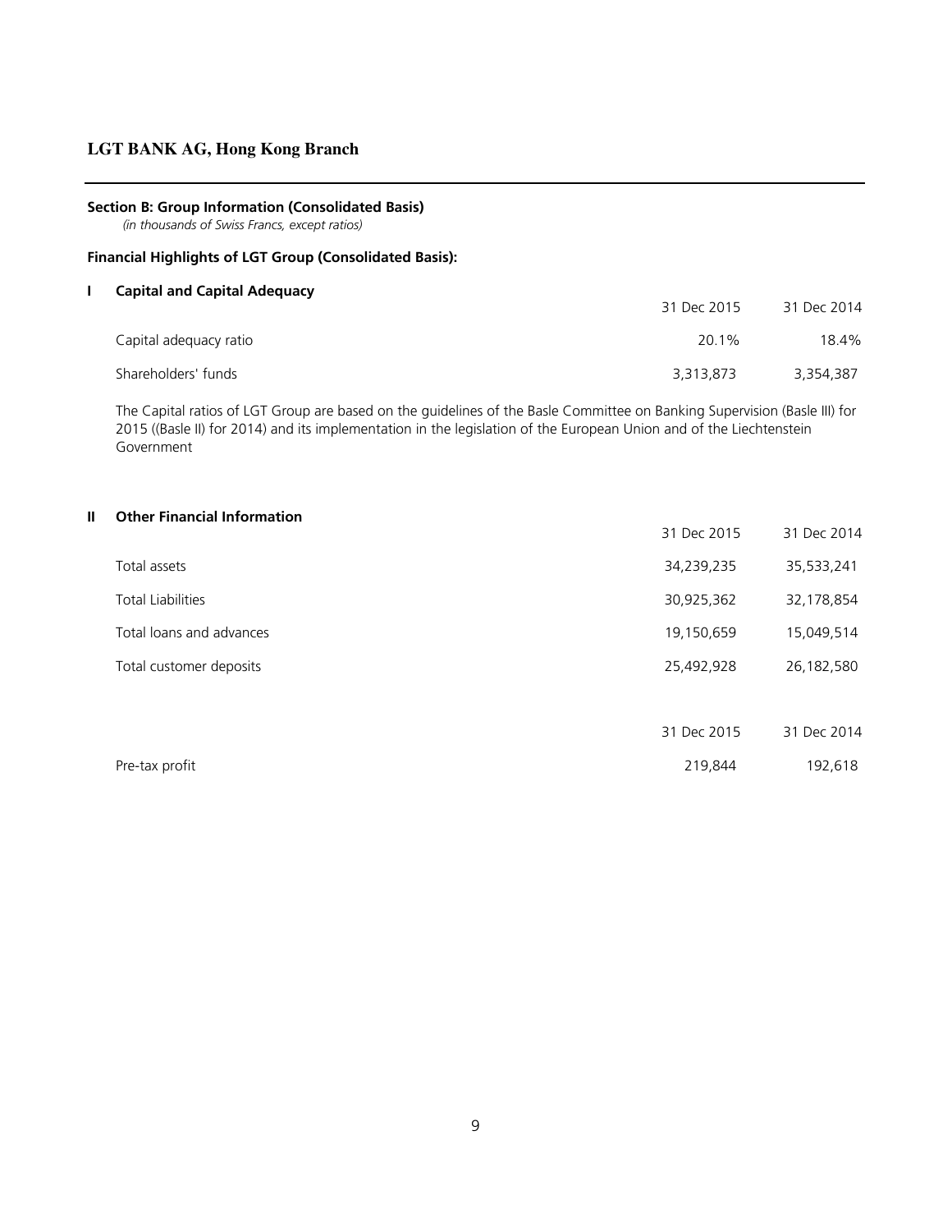# LGT BANK AG, Hong Kong Branch

**Section B: Group Information (Consolidated Basis)**
*(in thousands of Swiss Francs, except ratios)*

**Financial Highlights of LGT Group (Consolidated Basis):**

## I Capital and Capital Adequacy

| | 31 Dec 2015 | 31 Dec 2014 |
|---|---|---|
| Capital adequacy ratio | 20.1% | 18.4% |
| Shareholders' funds | 3,313,873 | 3,354,387 |

The Capital ratios of LGT Group are based on the guidelines of the Basle Committee on Banking Supervision (Basle III) for 2015 ((Basle II) for 2014) and its implementation in the legislation of the European Union and of the Liechtenstein Government

## II Other Financial Information

| | 31 Dec 2015 | 31 Dec 2014 |
|---|---|---|
| Total assets | 34,239,235 | 35,533,241 |
| Total Liabilities | 30,925,362 | 32,178,854 |
| Total loans and advances | 19,150,659 | 15,049,514 |
| Total customer deposits | 25,492,928 | 26,182,580 |

| | 31 Dec 2015 | 31 Dec 2014 |
|---|---|---|
| Pre-tax profit | 219,844 | 192,618 |